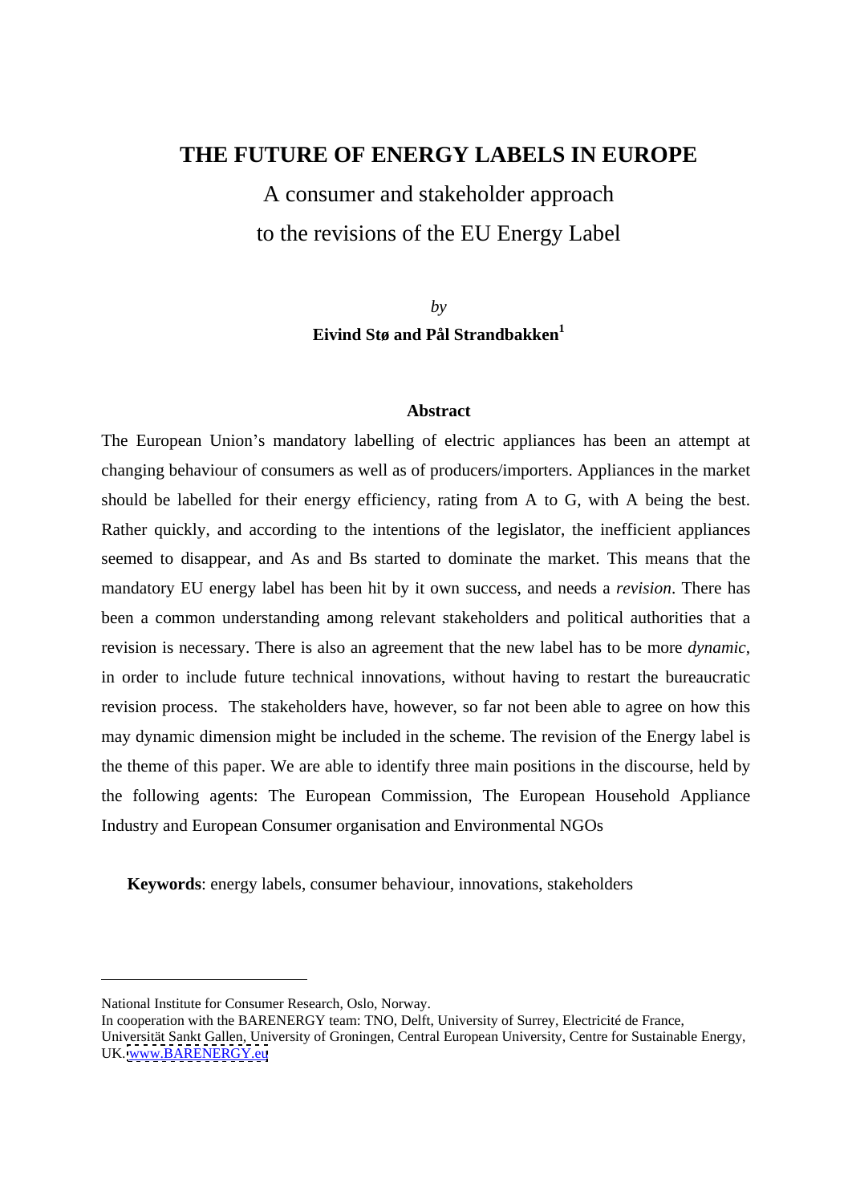# THE FUTURE OF ENERGY LABELS IN EUROPE

A consumer and stakeholder approach

to the revisions of the EU Energy Label

*by*

**Eivind Stø and Pål Strandbakken[1]**

**Abstract**

The European Union's mandatory labelling of electric appliances has been an attempt at changing behaviour of consumers as well as of producers/importers. Appliances in the market should be labelled for their energy efficiency, rating from A to G, with A being the best. Rather quickly, and according to the intentions of the legislator, the inefficient appliances seemed to disappear, and As and Bs started to dominate the market. This means that the mandatory EU energy label has been hit by it own success, and needs a *revision*. There has been a common understanding among relevant stakeholders and political authorities that a revision is necessary. There is also an agreement that the new label has to be more *dynamic*, in order to include future technical innovations, without having to restart the bureaucratic revision process. The stakeholders have, however, so far not been able to agree on how this may dynamic dimension might be included in the scheme. The revision of the Energy label is the theme of this paper. We are able to identify three main positions in the discourse, held by the following agents: The European Commission, The European Household Appliance Industry and European Consumer organisation and Environmental NGOs

**Keywords**: energy labels, consumer behaviour, innovations, stakeholders

---

National Institute for Consumer Research, Oslo, Norway.
In cooperation with the BARENERGY team: TNO, Delft, University of Surrey, Electricité de France, Universität Sankt Gallen, University of Groningen, Central European University, Centre for Sustainable Energy, UK. www.BARENERGY.eu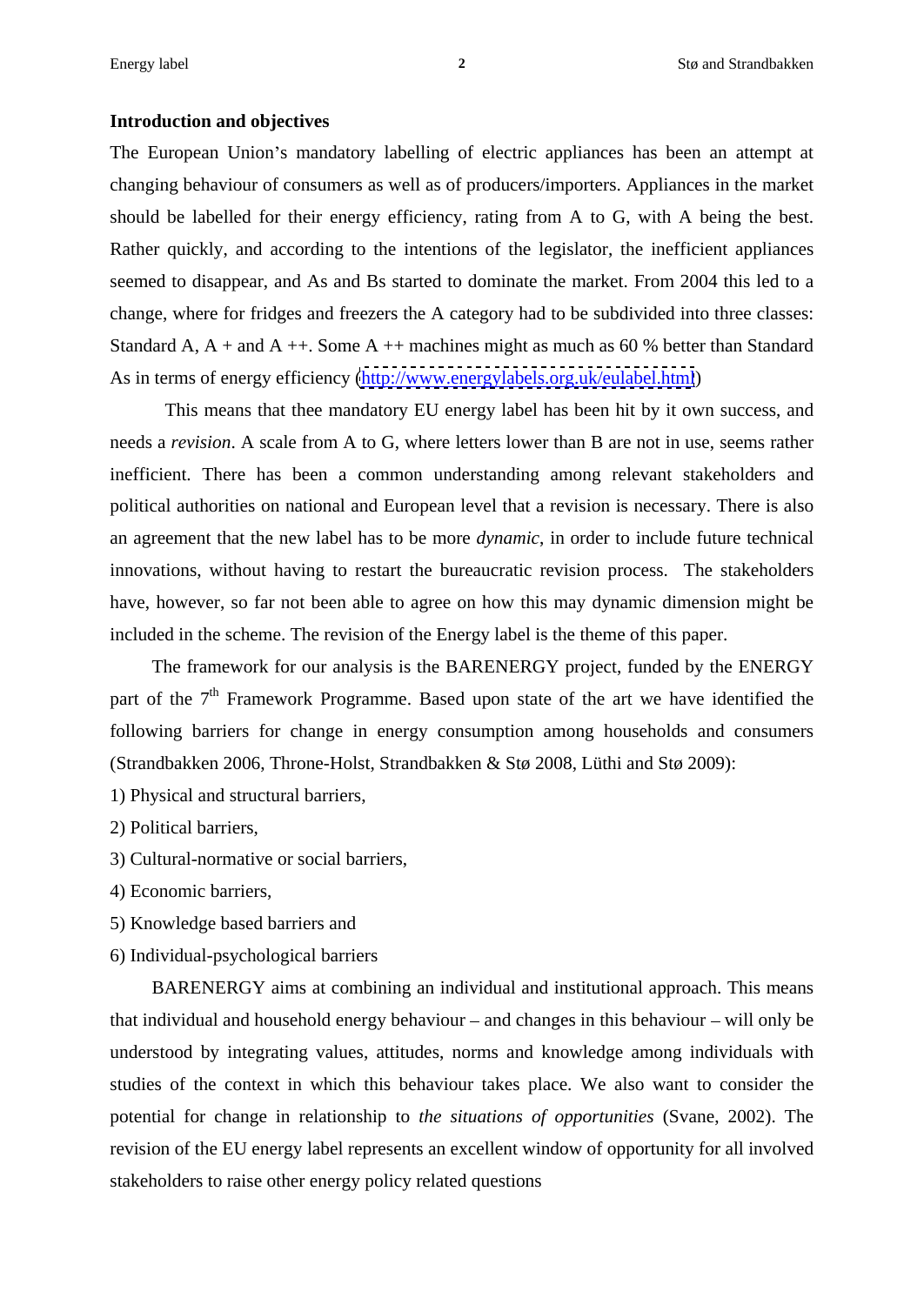**Introduction and objectives**

The European Union's mandatory labelling of electric appliances has been an attempt at changing behaviour of consumers as well as of producers/importers. Appliances in the market should be labelled for their energy efficiency, rating from A to G, with A being the best. Rather quickly, and according to the intentions of the legislator, the inefficient appliances seemed to disappear, and As and Bs started to dominate the market. From 2004 this led to a change, where for fridges and freezers the A category had to be subdivided into three classes: Standard A, A + and A ++. Some A ++ machines might as much as 60 % better than Standard As in terms of energy efficiency (http://www.energylabels.org.uk/eulabel.html)

This means that thee mandatory EU energy label has been hit by it own success, and needs a *revision*. A scale from A to G, where letters lower than B are not in use, seems rather inefficient. There has been a common understanding among relevant stakeholders and political authorities on national and European level that a revision is necessary. There is also an agreement that the new label has to be more *dynamic*, in order to include future technical innovations, without having to restart the bureaucratic revision process. The stakeholders have, however, so far not been able to agree on how this may dynamic dimension might be included in the scheme. The revision of the Energy label is the theme of this paper.

The framework for our analysis is the BARENERGY project, funded by the ENERGY part of the 7th Framework Programme. Based upon state of the art we have identified the following barriers for change in energy consumption among households and consumers (Strandbakken 2006, Throne-Holst, Strandbakken & Stø 2008, Lüthi and Stø 2009):

1) Physical and structural barriers,

2) Political barriers,

3) Cultural-normative or social barriers,

4) Economic barriers,

5) Knowledge based barriers and

6) Individual-psychological barriers

BARENERGY aims at combining an individual and institutional approach. This means that individual and household energy behaviour – and changes in this behaviour – will only be understood by integrating values, attitudes, norms and knowledge among individuals with studies of the context in which this behaviour takes place. We also want to consider the potential for change in relationship to *the situations of opportunities* (Svane, 2002). The revision of the EU energy label represents an excellent window of opportunity for all involved stakeholders to raise other energy policy related questions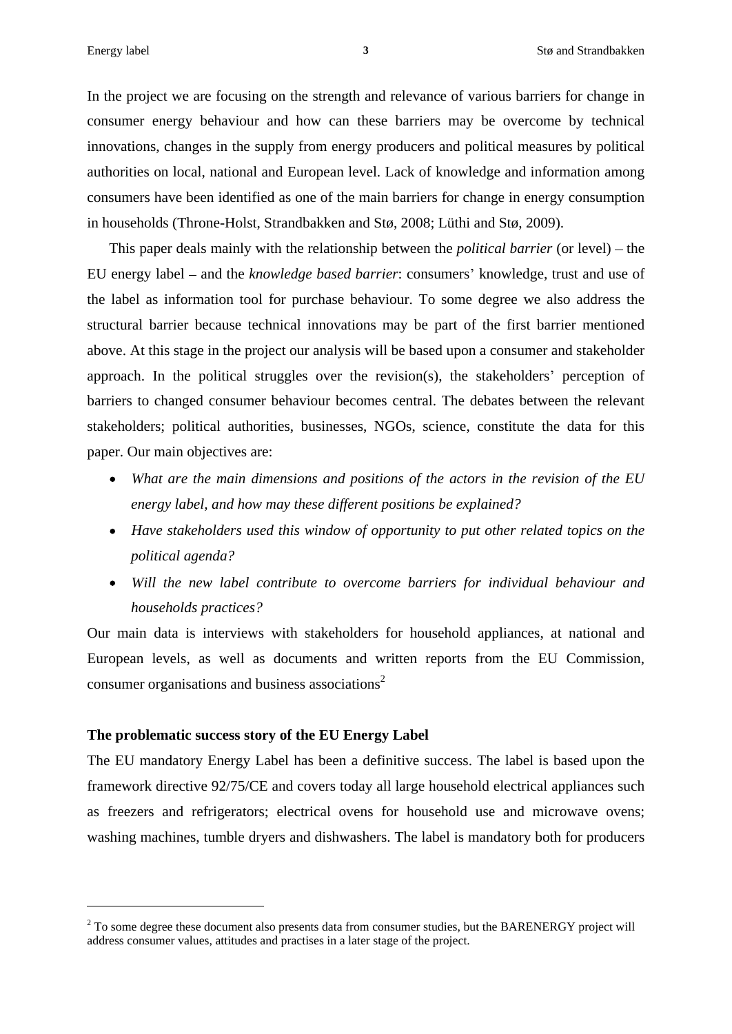In the project we are focusing on the strength and relevance of various barriers for change in consumer energy behaviour and how can these barriers may be overcome by technical innovations, changes in the supply from energy producers and political measures by political authorities on local, national and European level. Lack of knowledge and information among consumers have been identified as one of the main barriers for change in energy consumption in households (Throne-Holst, Strandbakken and Stø, 2008; Lüthi and Stø, 2009).

This paper deals mainly with the relationship between the *political barrier* (or level) – the EU energy label – and the *knowledge based barrier*: consumers' knowledge, trust and use of the label as information tool for purchase behaviour. To some degree we also address the structural barrier because technical innovations may be part of the first barrier mentioned above. At this stage in the project our analysis will be based upon a consumer and stakeholder approach. In the political struggles over the revision(s), the stakeholders' perception of barriers to changed consumer behaviour becomes central. The debates between the relevant stakeholders; political authorities, businesses, NGOs, science, constitute the data for this paper. Our main objectives are:

- *What are the main dimensions and positions of the actors in the revision of the EU energy label, and how may these different positions be explained?*
- *Have stakeholders used this window of opportunity to put other related topics on the political agenda?*
- *Will the new label contribute to overcome barriers for individual behaviour and households practices?*

Our main data is interviews with stakeholders for household appliances, at national and European levels, as well as documents and written reports from the EU Commission, consumer organisations and business associations[2]

**The problematic success story of the EU Energy Label**

The EU mandatory Energy Label has been a definitive success. The label is based upon the framework directive 92/75/CE and covers today all large household electrical appliances such as freezers and refrigerators; electrical ovens for household use and microwave ovens; washing machines, tumble dryers and dishwashers. The label is mandatory both for producers

[2] To some degree these document also presents data from consumer studies, but the BARENERGY project will address consumer values, attitudes and practises in a later stage of the project.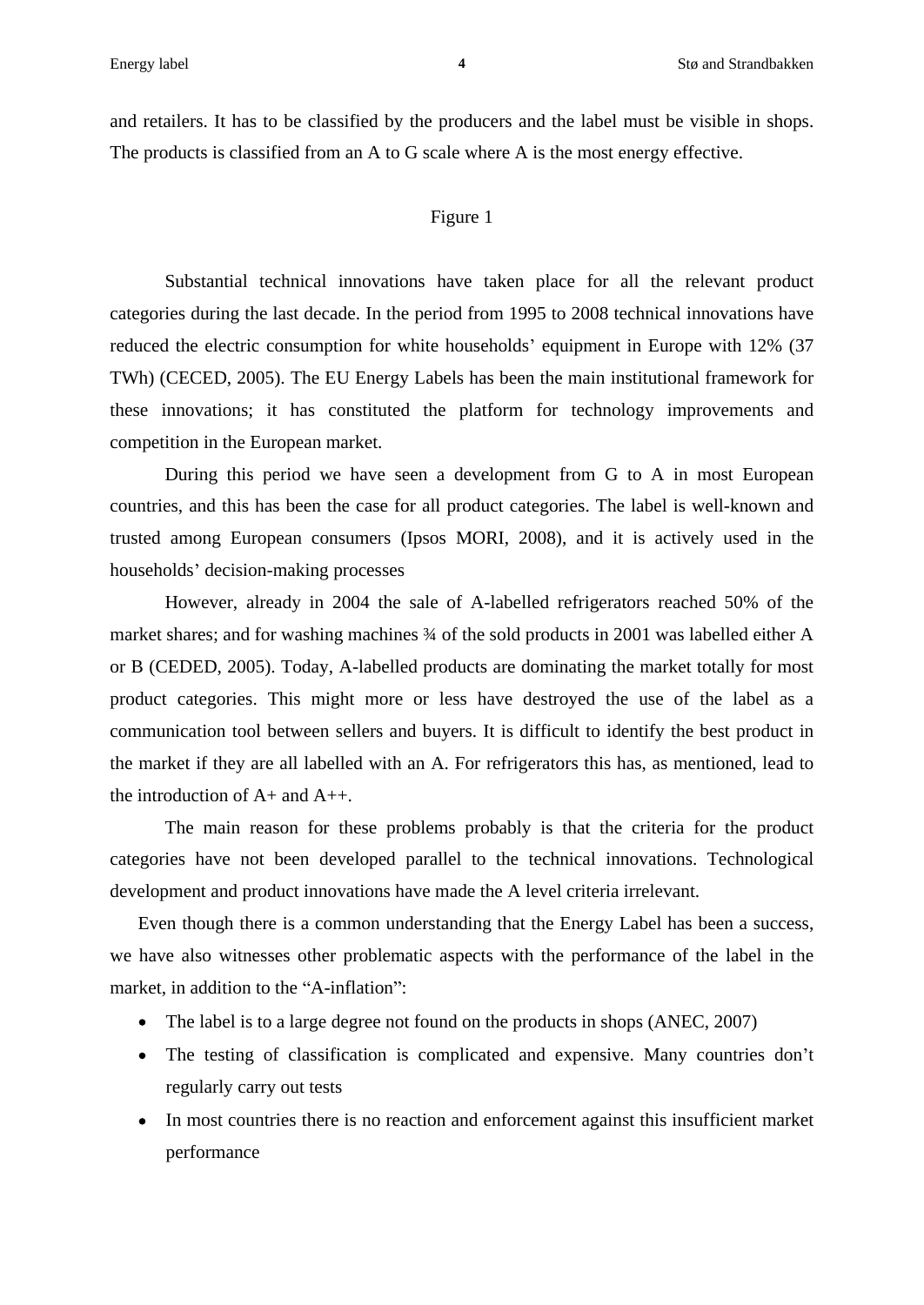and retailers. It has to be classified by the producers and the label must be visible in shops. The products is classified from an A to G scale where A is the most energy effective.

Figure 1

Substantial technical innovations have taken place for all the relevant product categories during the last decade. In the period from 1995 to 2008 technical innovations have reduced the electric consumption for white households' equipment in Europe with 12% (37 TWh) (CECED, 2005). The EU Energy Labels has been the main institutional framework for these innovations; it has constituted the platform for technology improvements and competition in the European market.

During this period we have seen a development from G to A in most European countries, and this has been the case for all product categories. The label is well-known and trusted among European consumers (Ipsos MORI, 2008), and it is actively used in the households' decision-making processes

However, already in 2004 the sale of A-labelled refrigerators reached 50% of the market shares; and for washing machines ¾ of the sold products in 2001 was labelled either A or B (CEDED, 2005). Today, A-labelled products are dominating the market totally for most product categories. This might more or less have destroyed the use of the label as a communication tool between sellers and buyers. It is difficult to identify the best product in the market if they are all labelled with an A. For refrigerators this has, as mentioned, lead to the introduction of A+ and A++.

The main reason for these problems probably is that the criteria for the product categories have not been developed parallel to the technical innovations. Technological development and product innovations have made the A level criteria irrelevant.

Even though there is a common understanding that the Energy Label has been a success, we have also witnesses other problematic aspects with the performance of the label in the market, in addition to the "A-inflation":

- The label is to a large degree not found on the products in shops (ANEC, 2007)
- The testing of classification is complicated and expensive. Many countries don't regularly carry out tests
- In most countries there is no reaction and enforcement against this insufficient market performance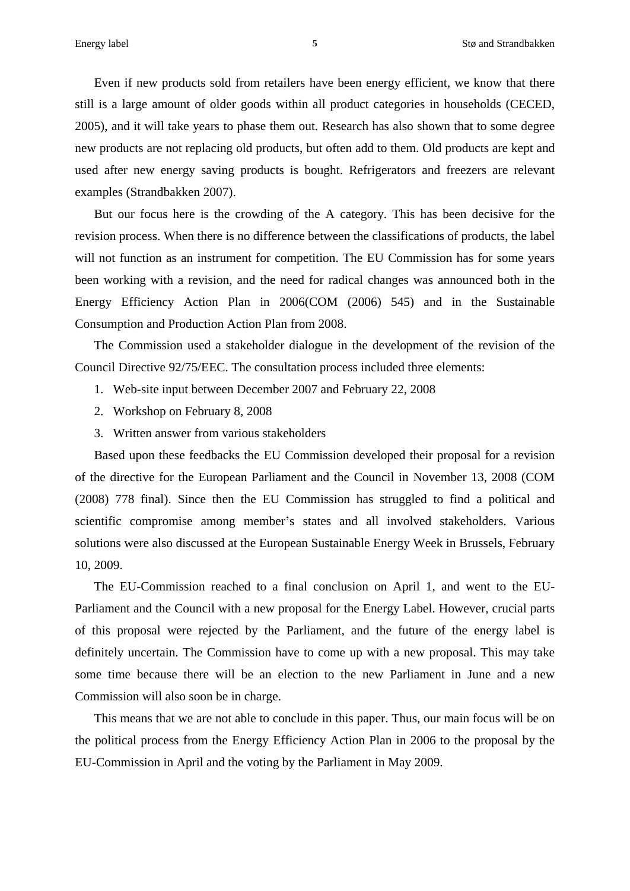Even if new products sold from retailers have been energy efficient, we know that there still is a large amount of older goods within all product categories in households (CECED, 2005), and it will take years to phase them out. Research has also shown that to some degree new products are not replacing old products, but often add to them. Old products are kept and used after new energy saving products is bought. Refrigerators and freezers are relevant examples (Strandbakken 2007).

But our focus here is the crowding of the A category. This has been decisive for the revision process. When there is no difference between the classifications of products, the label will not function as an instrument for competition. The EU Commission has for some years been working with a revision, and the need for radical changes was announced both in the Energy Efficiency Action Plan in 2006(COM (2006) 545) and in the Sustainable Consumption and Production Action Plan from 2008.

The Commission used a stakeholder dialogue in the development of the revision of the Council Directive 92/75/EEC. The consultation process included three elements:

1. Web-site input between December 2007 and February 22, 2008
2. Workshop on February 8, 2008
3. Written answer from various stakeholders

Based upon these feedbacks the EU Commission developed their proposal for a revision of the directive for the European Parliament and the Council in November 13, 2008 (COM (2008) 778 final). Since then the EU Commission has struggled to find a political and scientific compromise among member's states and all involved stakeholders. Various solutions were also discussed at the European Sustainable Energy Week in Brussels, February 10, 2009.

The EU-Commission reached to a final conclusion on April 1, and went to the EU-Parliament and the Council with a new proposal for the Energy Label. However, crucial parts of this proposal were rejected by the Parliament, and the future of the energy label is definitely uncertain. The Commission have to come up with a new proposal. This may take some time because there will be an election to the new Parliament in June and a new Commission will also soon be in charge.

This means that we are not able to conclude in this paper. Thus, our main focus will be on the political process from the Energy Efficiency Action Plan in 2006 to the proposal by the EU-Commission in April and the voting by the Parliament in May 2009.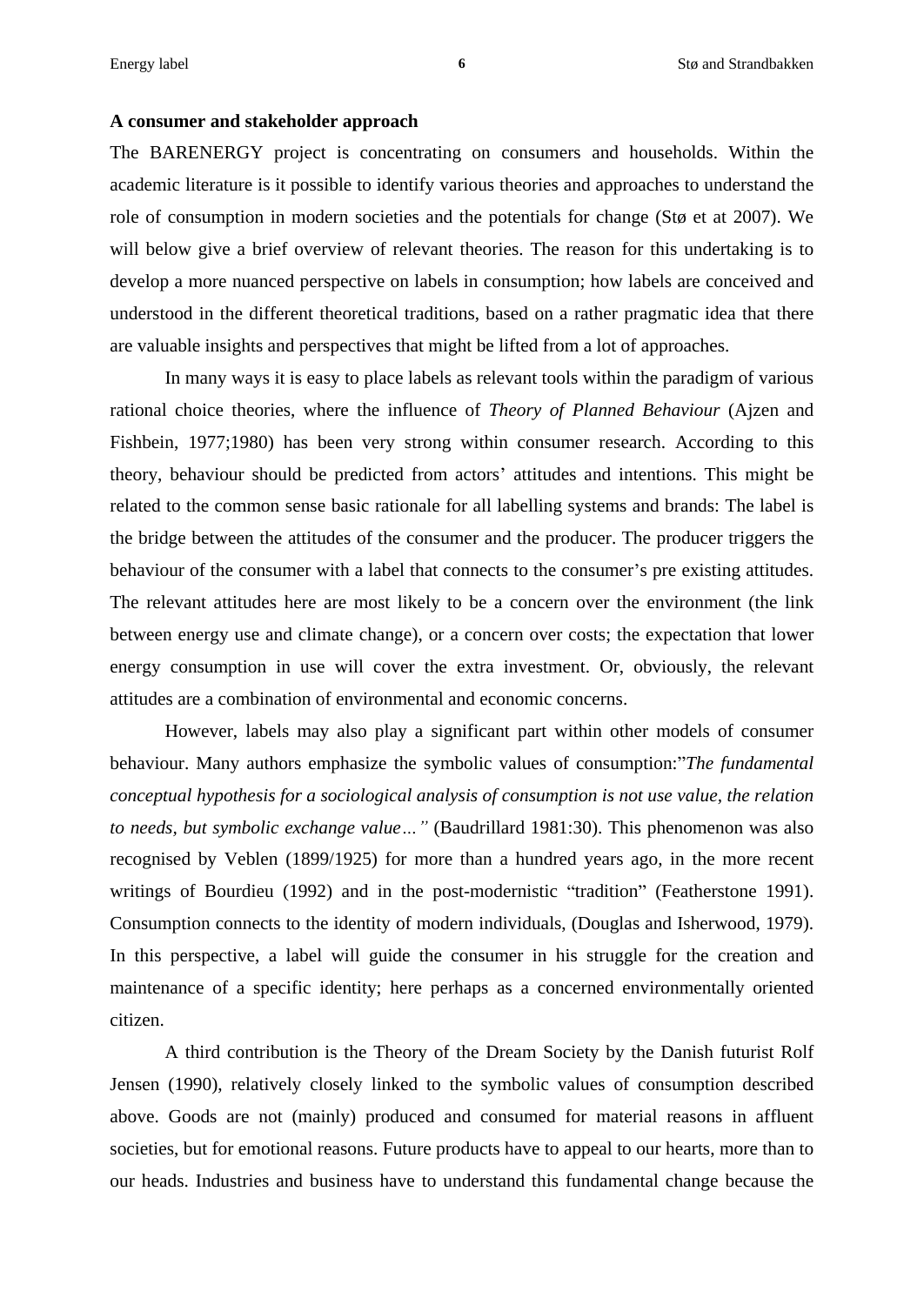**A consumer and stakeholder approach**

The BARENERGY project is concentrating on consumers and households. Within the academic literature is it possible to identify various theories and approaches to understand the role of consumption in modern societies and the potentials for change (Stø et at 2007). We will below give a brief overview of relevant theories. The reason for this undertaking is to develop a more nuanced perspective on labels in consumption; how labels are conceived and understood in the different theoretical traditions, based on a rather pragmatic idea that there are valuable insights and perspectives that might be lifted from a lot of approaches.

In many ways it is easy to place labels as relevant tools within the paradigm of various rational choice theories, where the influence of *Theory of Planned Behaviour* (Ajzen and Fishbein, 1977;1980) has been very strong within consumer research. According to this theory, behaviour should be predicted from actors' attitudes and intentions. This might be related to the common sense basic rationale for all labelling systems and brands: The label is the bridge between the attitudes of the consumer and the producer. The producer triggers the behaviour of the consumer with a label that connects to the consumer's pre existing attitudes. The relevant attitudes here are most likely to be a concern over the environment (the link between energy use and climate change), or a concern over costs; the expectation that lower energy consumption in use will cover the extra investment. Or, obviously, the relevant attitudes are a combination of environmental and economic concerns.

However, labels may also play a significant part within other models of consumer behaviour. Many authors emphasize the symbolic values of consumption:"*The fundamental conceptual hypothesis for a sociological analysis of consumption is not use value, the relation to needs, but symbolic exchange value…"* (Baudrillard 1981:30). This phenomenon was also recognised by Veblen (1899/1925) for more than a hundred years ago, in the more recent writings of Bourdieu (1992) and in the post-modernistic "tradition" (Featherstone 1991). Consumption connects to the identity of modern individuals, (Douglas and Isherwood, 1979). In this perspective, a label will guide the consumer in his struggle for the creation and maintenance of a specific identity; here perhaps as a concerned environmentally oriented citizen.

A third contribution is the Theory of the Dream Society by the Danish futurist Rolf Jensen (1990), relatively closely linked to the symbolic values of consumption described above. Goods are not (mainly) produced and consumed for material reasons in affluent societies, but for emotional reasons. Future products have to appeal to our hearts, more than to our heads. Industries and business have to understand this fundamental change because the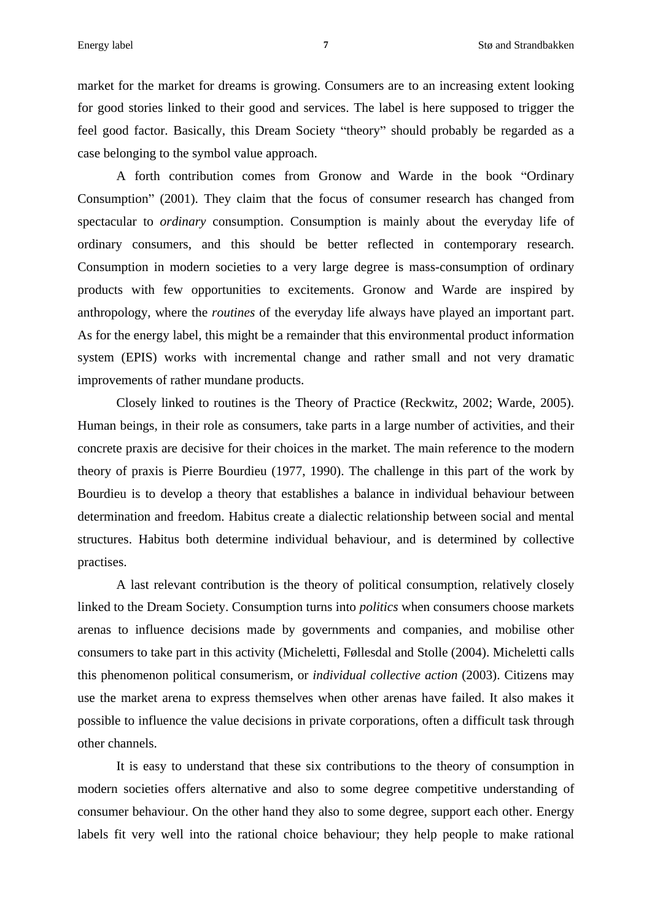market for the market for dreams is growing. Consumers are to an increasing extent looking for good stories linked to their good and services. The label is here supposed to trigger the feel good factor. Basically, this Dream Society "theory" should probably be regarded as a case belonging to the symbol value approach.

A forth contribution comes from Gronow and Warde in the book "Ordinary Consumption" (2001). They claim that the focus of consumer research has changed from spectacular to *ordinary* consumption. Consumption is mainly about the everyday life of ordinary consumers, and this should be better reflected in contemporary research. Consumption in modern societies to a very large degree is mass-consumption of ordinary products with few opportunities to excitements. Gronow and Warde are inspired by anthropology, where the *routines* of the everyday life always have played an important part. As for the energy label, this might be a remainder that this environmental product information system (EPIS) works with incremental change and rather small and not very dramatic improvements of rather mundane products.

Closely linked to routines is the Theory of Practice (Reckwitz, 2002; Warde, 2005). Human beings, in their role as consumers, take parts in a large number of activities, and their concrete praxis are decisive for their choices in the market. The main reference to the modern theory of praxis is Pierre Bourdieu (1977, 1990). The challenge in this part of the work by Bourdieu is to develop a theory that establishes a balance in individual behaviour between determination and freedom. Habitus create a dialectic relationship between social and mental structures. Habitus both determine individual behaviour, and is determined by collective practises.

A last relevant contribution is the theory of political consumption, relatively closely linked to the Dream Society. Consumption turns into *politics* when consumers choose markets arenas to influence decisions made by governments and companies, and mobilise other consumers to take part in this activity (Micheletti, Føllesdal and Stolle (2004). Micheletti calls this phenomenon political consumerism, or *individual collective action* (2003). Citizens may use the market arena to express themselves when other arenas have failed. It also makes it possible to influence the value decisions in private corporations, often a difficult task through other channels.

It is easy to understand that these six contributions to the theory of consumption in modern societies offers alternative and also to some degree competitive understanding of consumer behaviour. On the other hand they also to some degree, support each other. Energy labels fit very well into the rational choice behaviour; they help people to make rational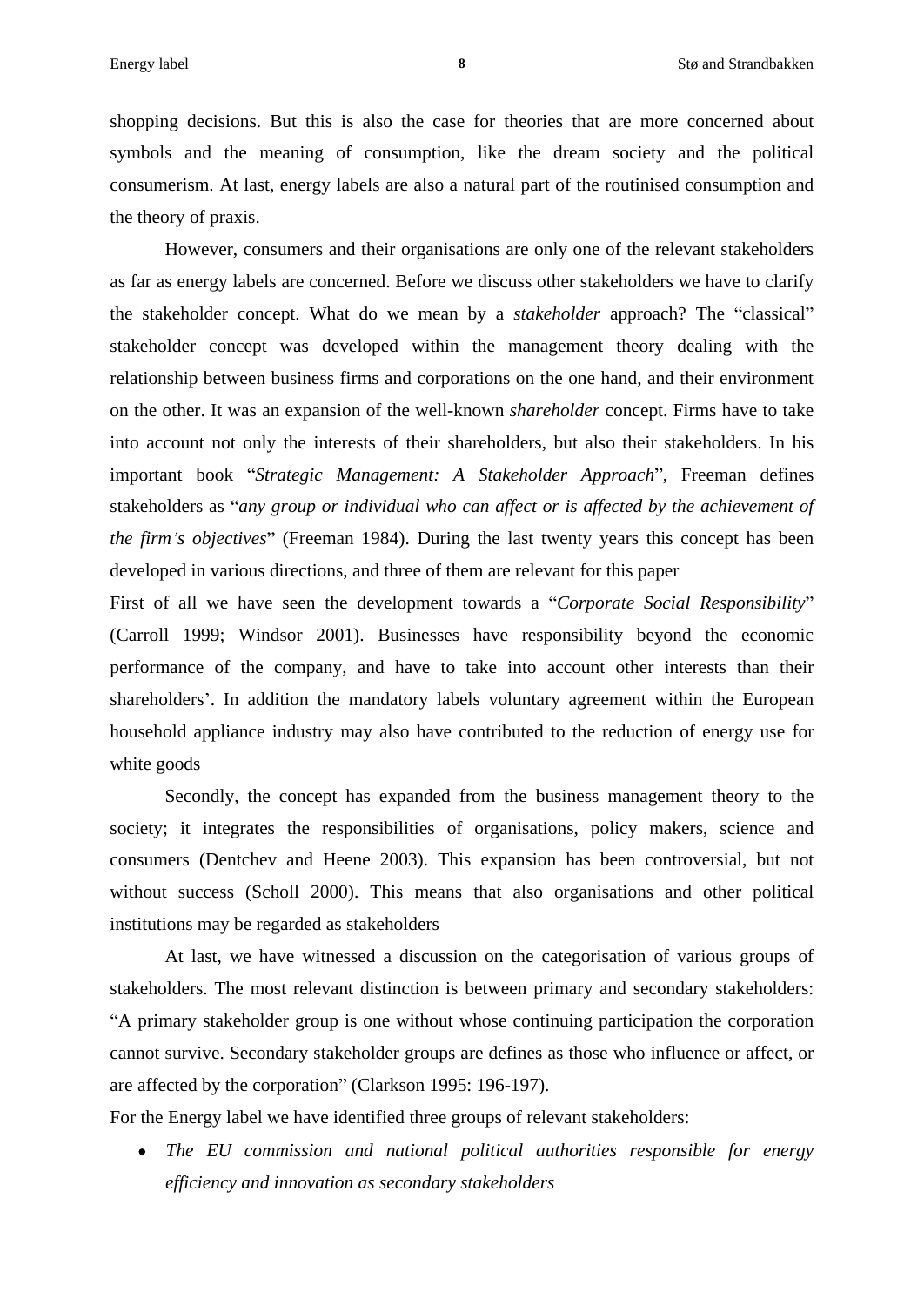shopping decisions. But this is also the case for theories that are more concerned about symbols and the meaning of consumption, like the dream society and the political consumerism. At last, energy labels are also a natural part of the routinised consumption and the theory of praxis.

However, consumers and their organisations are only one of the relevant stakeholders as far as energy labels are concerned. Before we discuss other stakeholders we have to clarify the stakeholder concept. What do we mean by a *stakeholder* approach? The "classical" stakeholder concept was developed within the management theory dealing with the relationship between business firms and corporations on the one hand, and their environment on the other. It was an expansion of the well-known *shareholder* concept. Firms have to take into account not only the interests of their shareholders, but also their stakeholders. In his important book "*Strategic Management: A Stakeholder Approach*", Freeman defines stakeholders as "*any group or individual who can affect or is affected by the achievement of the firm's objectives*" (Freeman 1984). During the last twenty years this concept has been developed in various directions, and three of them are relevant for this paper

First of all we have seen the development towards a "*Corporate Social Responsibility*" (Carroll 1999; Windsor 2001). Businesses have responsibility beyond the economic performance of the company, and have to take into account other interests than their shareholders'. In addition the mandatory labels voluntary agreement within the European household appliance industry may also have contributed to the reduction of energy use for white goods

Secondly, the concept has expanded from the business management theory to the society; it integrates the responsibilities of organisations, policy makers, science and consumers (Dentchev and Heene 2003). This expansion has been controversial, but not without success (Scholl 2000). This means that also organisations and other political institutions may be regarded as stakeholders

At last, we have witnessed a discussion on the categorisation of various groups of stakeholders. The most relevant distinction is between primary and secondary stakeholders: "A primary stakeholder group is one without whose continuing participation the corporation cannot survive. Secondary stakeholder groups are defines as those who influence or affect, or are affected by the corporation" (Clarkson 1995: 196-197).

For the Energy label we have identified three groups of relevant stakeholders:

- *The EU commission and national political authorities responsible for energy efficiency and innovation as secondary stakeholders*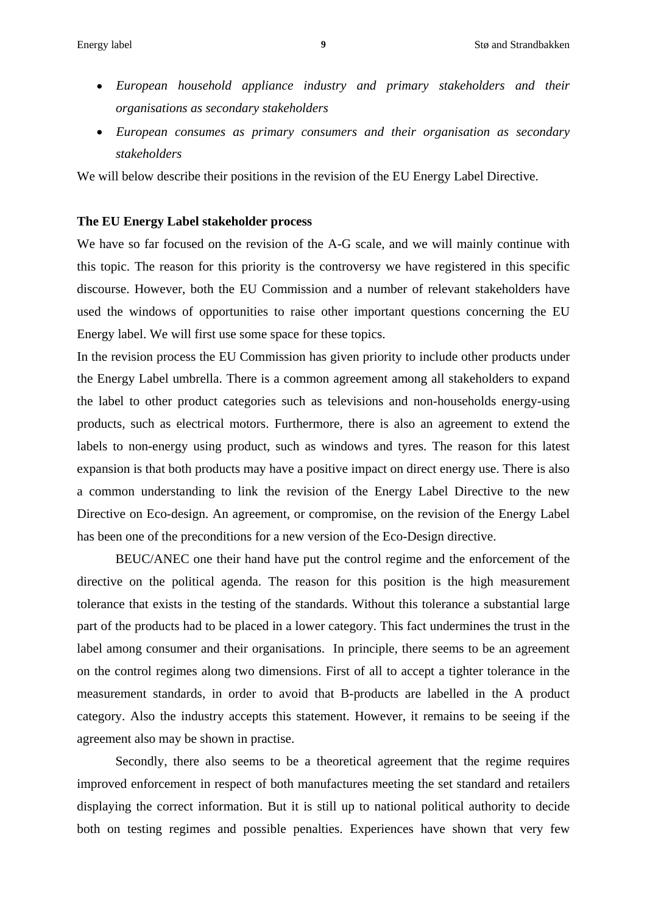- *European household appliance industry and primary stakeholders and their organisations as secondary stakeholders*
- *European consumes as primary consumers and their organisation as secondary stakeholders*

We will below describe their positions in the revision of the EU Energy Label Directive.

**The EU Energy Label stakeholder process**

We have so far focused on the revision of the A-G scale, and we will mainly continue with this topic. The reason for this priority is the controversy we have registered in this specific discourse. However, both the EU Commission and a number of relevant stakeholders have used the windows of opportunities to raise other important questions concerning the EU Energy label. We will first use some space for these topics.

In the revision process the EU Commission has given priority to include other products under the Energy Label umbrella. There is a common agreement among all stakeholders to expand the label to other product categories such as televisions and non-households energy-using products, such as electrical motors. Furthermore, there is also an agreement to extend the labels to non-energy using product, such as windows and tyres. The reason for this latest expansion is that both products may have a positive impact on direct energy use. There is also a common understanding to link the revision of the Energy Label Directive to the new Directive on Eco-design. An agreement, or compromise, on the revision of the Energy Label has been one of the preconditions for a new version of the Eco-Design directive.

BEUC/ANEC one their hand have put the control regime and the enforcement of the directive on the political agenda. The reason for this position is the high measurement tolerance that exists in the testing of the standards. Without this tolerance a substantial large part of the products had to be placed in a lower category. This fact undermines the trust in the label among consumer and their organisations. In principle, there seems to be an agreement on the control regimes along two dimensions. First of all to accept a tighter tolerance in the measurement standards, in order to avoid that B-products are labelled in the A product category. Also the industry accepts this statement. However, it remains to be seeing if the agreement also may be shown in practise.

Secondly, there also seems to be a theoretical agreement that the regime requires improved enforcement in respect of both manufactures meeting the set standard and retailers displaying the correct information. But it is still up to national political authority to decide both on testing regimes and possible penalties. Experiences have shown that very few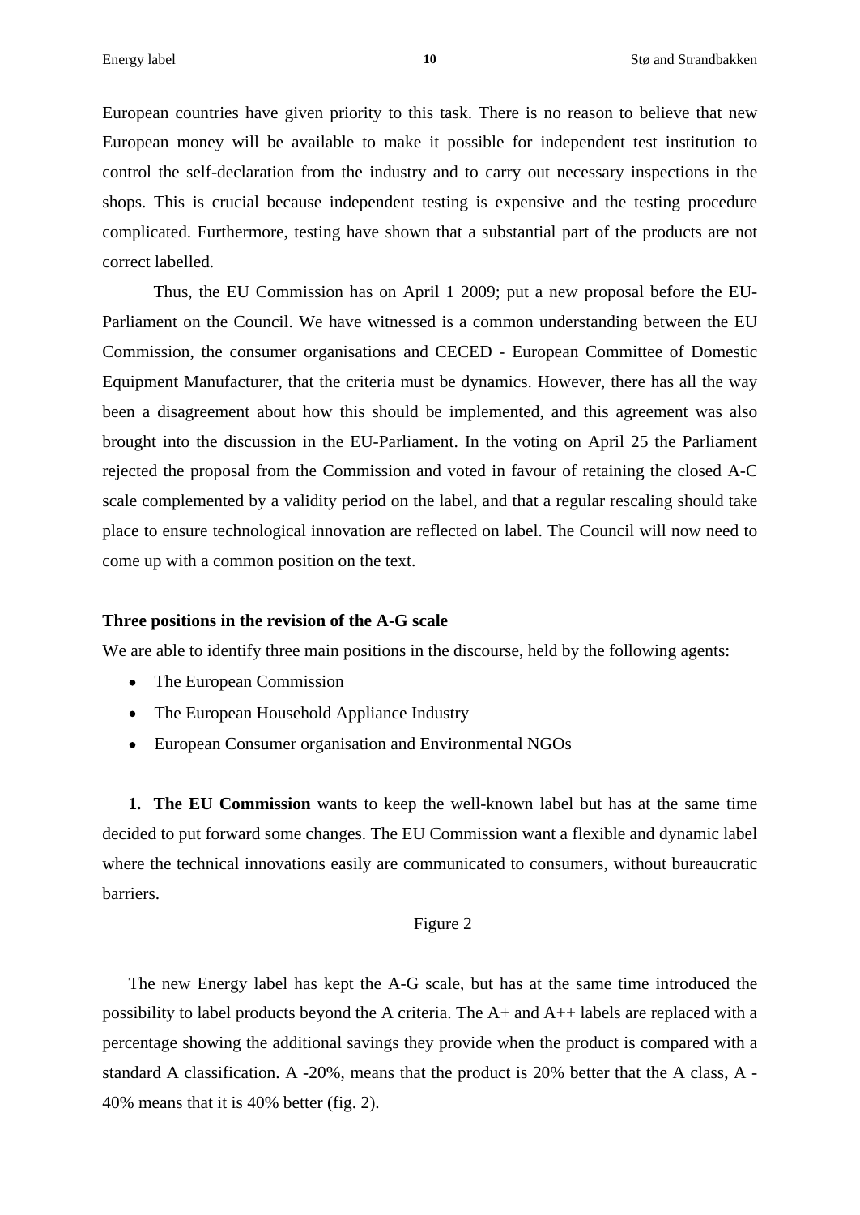European countries have given priority to this task. There is no reason to believe that new European money will be available to make it possible for independent test institution to control the self-declaration from the industry and to carry out necessary inspections in the shops. This is crucial because independent testing is expensive and the testing procedure complicated. Furthermore, testing have shown that a substantial part of the products are not correct labelled.

Thus, the EU Commission has on April 1 2009; put a new proposal before the EU-Parliament on the Council. We have witnessed is a common understanding between the EU Commission, the consumer organisations and CECED - European Committee of Domestic Equipment Manufacturer, that the criteria must be dynamics. However, there has all the way been a disagreement about how this should be implemented, and this agreement was also brought into the discussion in the EU-Parliament. In the voting on April 25 the Parliament rejected the proposal from the Commission and voted in favour of retaining the closed A-C scale complemented by a validity period on the label, and that a regular rescaling should take place to ensure technological innovation are reflected on label. The Council will now need to come up with a common position on the text.

**Three positions in the revision of the A-G scale**

We are able to identify three main positions in the discourse, held by the following agents:

- The European Commission
- The European Household Appliance Industry
- European Consumer organisation and Environmental NGOs

1. **The EU Commission** wants to keep the well-known label but has at the same time decided to put forward some changes. The EU Commission want a flexible and dynamic label where the technical innovations easily are communicated to consumers, without bureaucratic barriers.

Figure 2

The new Energy label has kept the A-G scale, but has at the same time introduced the possibility to label products beyond the A criteria. The A+ and A++ labels are replaced with a percentage showing the additional savings they provide when the product is compared with a standard A classification. A -20%, means that the product is 20% better that the A class, A -40% means that it is 40% better (fig. 2).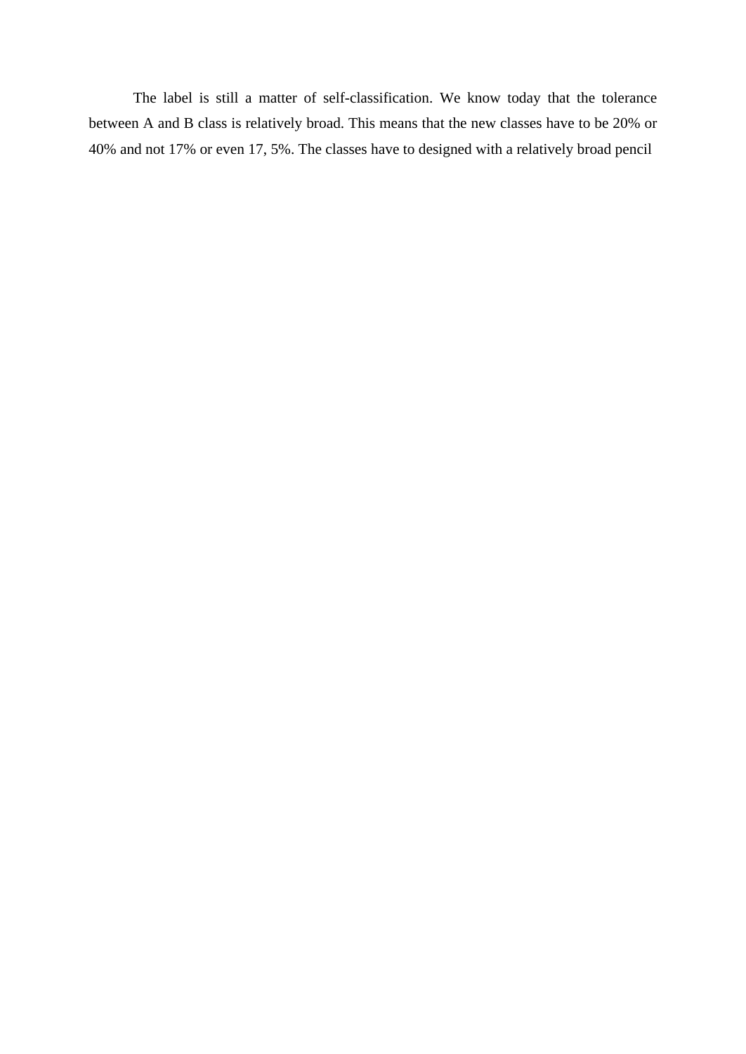The label is still a matter of self-classification. We know today that the tolerance between A and B class is relatively broad. This means that the new classes have to be 20% or 40% and not 17% or even 17, 5%. The classes have to designed with a relatively broad pencil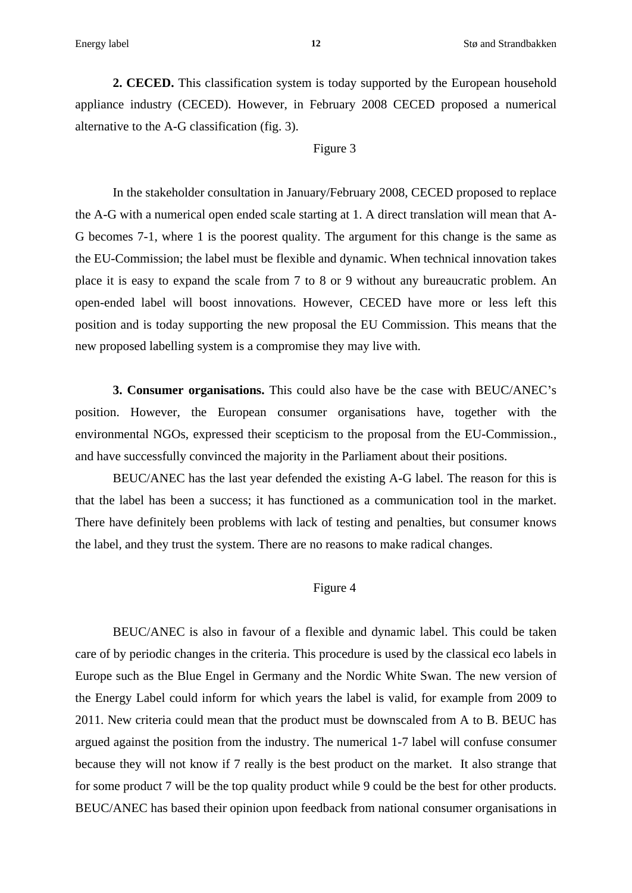**2. CECED.** This classification system is today supported by the European household appliance industry (CECED). However, in February 2008 CECED proposed a numerical alternative to the A-G classification (fig. 3).

Figure 3

In the stakeholder consultation in January/February 2008, CECED proposed to replace the A-G with a numerical open ended scale starting at 1. A direct translation will mean that A-G becomes 7-1, where 1 is the poorest quality. The argument for this change is the same as the EU-Commission; the label must be flexible and dynamic. When technical innovation takes place it is easy to expand the scale from 7 to 8 or 9 without any bureaucratic problem. An open-ended label will boost innovations. However, CECED have more or less left this position and is today supporting the new proposal the EU Commission. This means that the new proposed labelling system is a compromise they may live with.

**3. Consumer organisations.** This could also have be the case with BEUC/ANEC's position. However, the European consumer organisations have, together with the environmental NGOs, expressed their scepticism to the proposal from the EU-Commission., and have successfully convinced the majority in the Parliament about their positions.

BEUC/ANEC has the last year defended the existing A-G label. The reason for this is that the label has been a success; it has functioned as a communication tool in the market. There have definitely been problems with lack of testing and penalties, but consumer knows the label, and they trust the system. There are no reasons to make radical changes.

Figure 4

BEUC/ANEC is also in favour of a flexible and dynamic label. This could be taken care of by periodic changes in the criteria. This procedure is used by the classical eco labels in Europe such as the Blue Engel in Germany and the Nordic White Swan. The new version of the Energy Label could inform for which years the label is valid, for example from 2009 to 2011. New criteria could mean that the product must be downscaled from A to B. BEUC has argued against the position from the industry. The numerical 1-7 label will confuse consumer because they will not know if 7 really is the best product on the market. It also strange that for some product 7 will be the top quality product while 9 could be the best for other products. BEUC/ANEC has based their opinion upon feedback from national consumer organisations in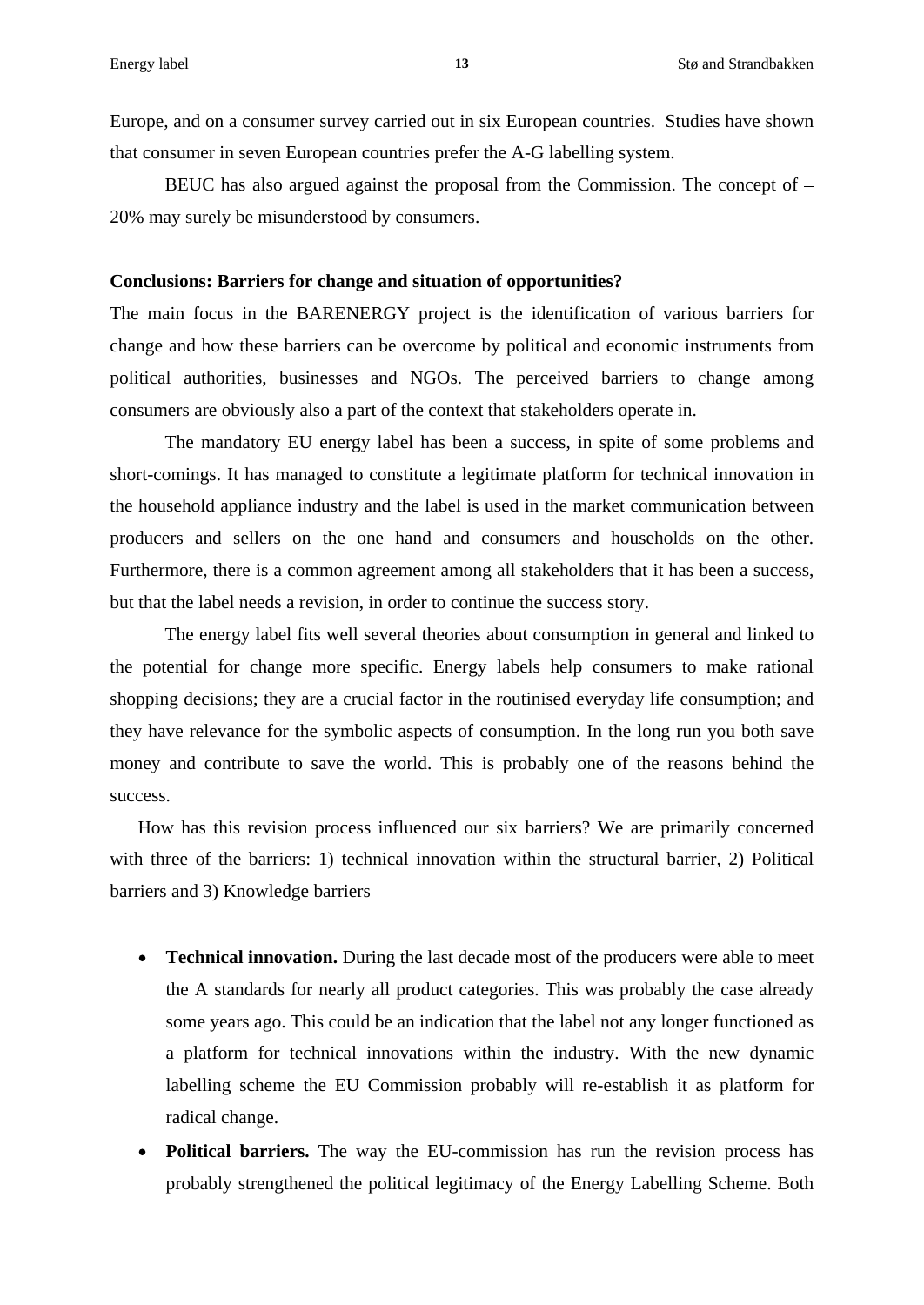Europe, and on a consumer survey carried out in six European countries. Studies have shown that consumer in seven European countries prefer the A-G labelling system.

BEUC has also argued against the proposal from the Commission. The concept of –20% may surely be misunderstood by consumers.

**Conclusions: Barriers for change and situation of opportunities?**

The main focus in the BARENERGY project is the identification of various barriers for change and how these barriers can be overcome by political and economic instruments from political authorities, businesses and NGOs. The perceived barriers to change among consumers are obviously also a part of the context that stakeholders operate in.

The mandatory EU energy label has been a success, in spite of some problems and short-comings. It has managed to constitute a legitimate platform for technical innovation in the household appliance industry and the label is used in the market communication between producers and sellers on the one hand and consumers and households on the other. Furthermore, there is a common agreement among all stakeholders that it has been a success, but that the label needs a revision, in order to continue the success story.

The energy label fits well several theories about consumption in general and linked to the potential for change more specific. Energy labels help consumers to make rational shopping decisions; they are a crucial factor in the routinised everyday life consumption; and they have relevance for the symbolic aspects of consumption. In the long run you both save money and contribute to save the world. This is probably one of the reasons behind the success.

How has this revision process influenced our six barriers? We are primarily concerned with three of the barriers: 1) technical innovation within the structural barrier, 2) Political barriers and 3) Knowledge barriers

- **Technical innovation.** During the last decade most of the producers were able to meet the A standards for nearly all product categories. This was probably the case already some years ago. This could be an indication that the label not any longer functioned as a platform for technical innovations within the industry. With the new dynamic labelling scheme the EU Commission probably will re-establish it as platform for radical change.
- **Political barriers.** The way the EU-commission has run the revision process has probably strengthened the political legitimacy of the Energy Labelling Scheme. Both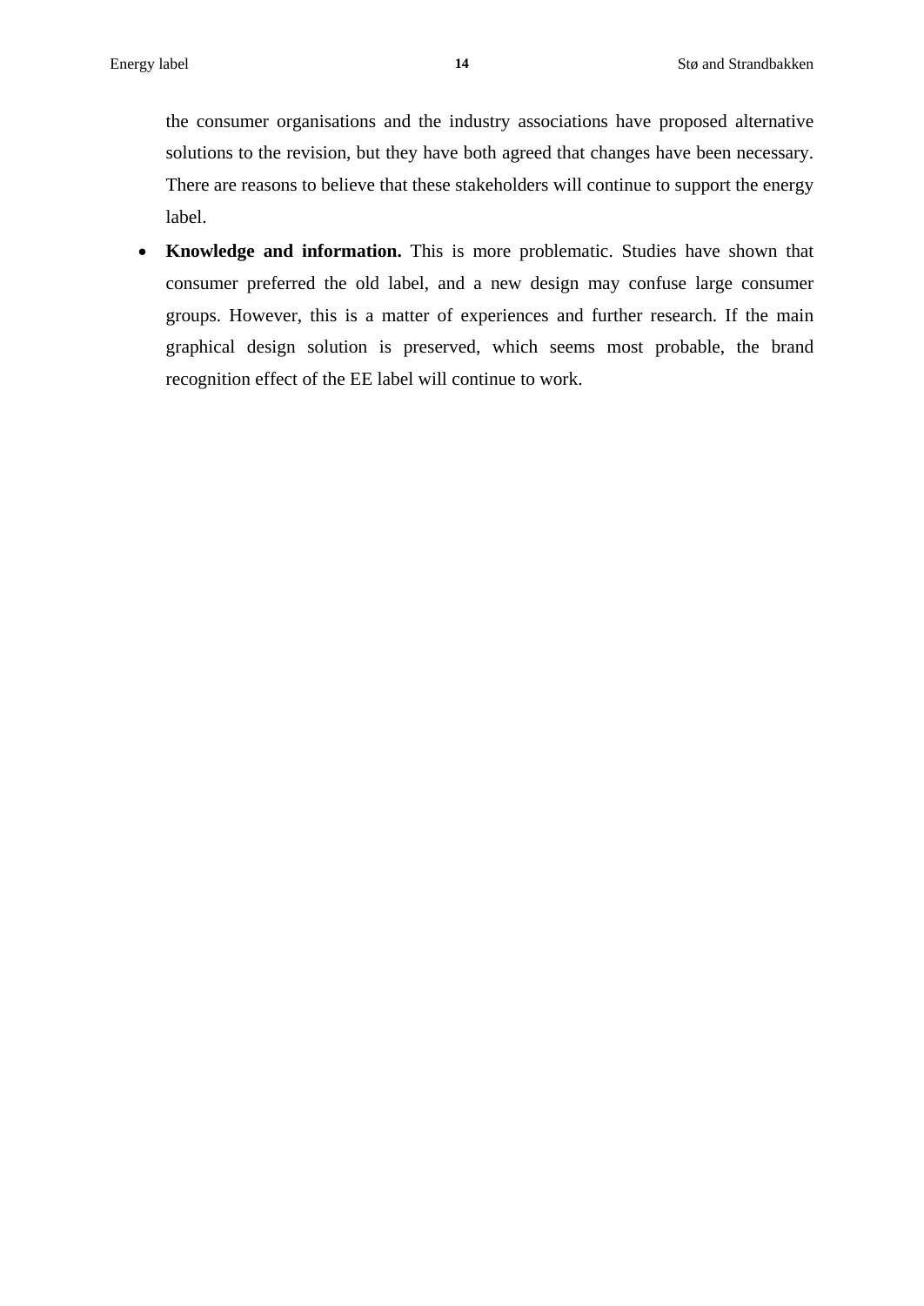the consumer organisations and the industry associations have proposed alternative solutions to the revision, but they have both agreed that changes have been necessary. There are reasons to believe that these stakeholders will continue to support the energy label.

- **Knowledge and information.** This is more problematic. Studies have shown that consumer preferred the old label, and a new design may confuse large consumer groups. However, this is a matter of experiences and further research. If the main graphical design solution is preserved, which seems most probable, the brand recognition effect of the EE label will continue to work.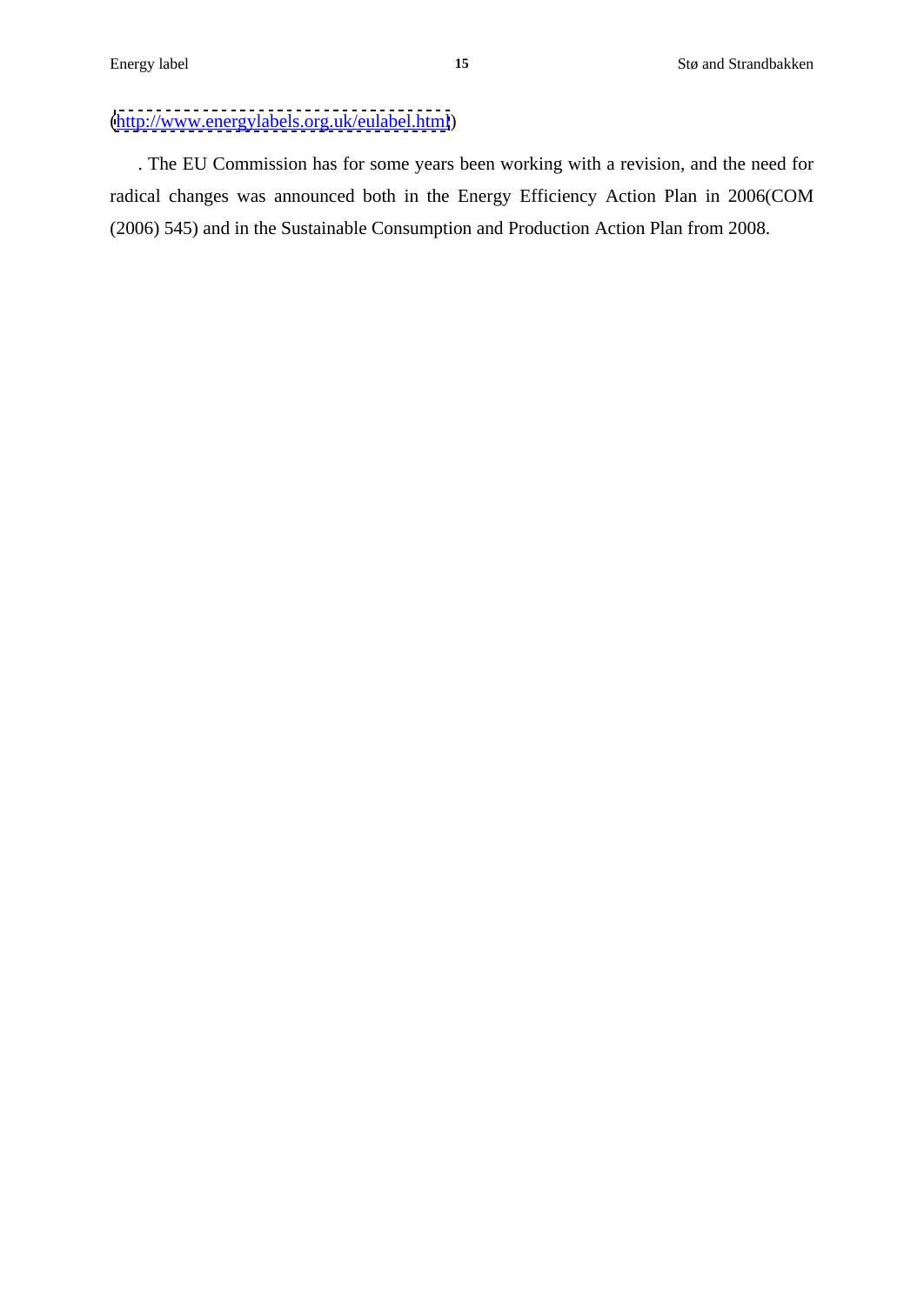(http://www.energylabels.org.uk/eulabel.html)

. The EU Commission has for some years been working with a revision, and the need for radical changes was announced both in the Energy Efficiency Action Plan in 2006(COM (2006) 545) and in the Sustainable Consumption and Production Action Plan from 2008.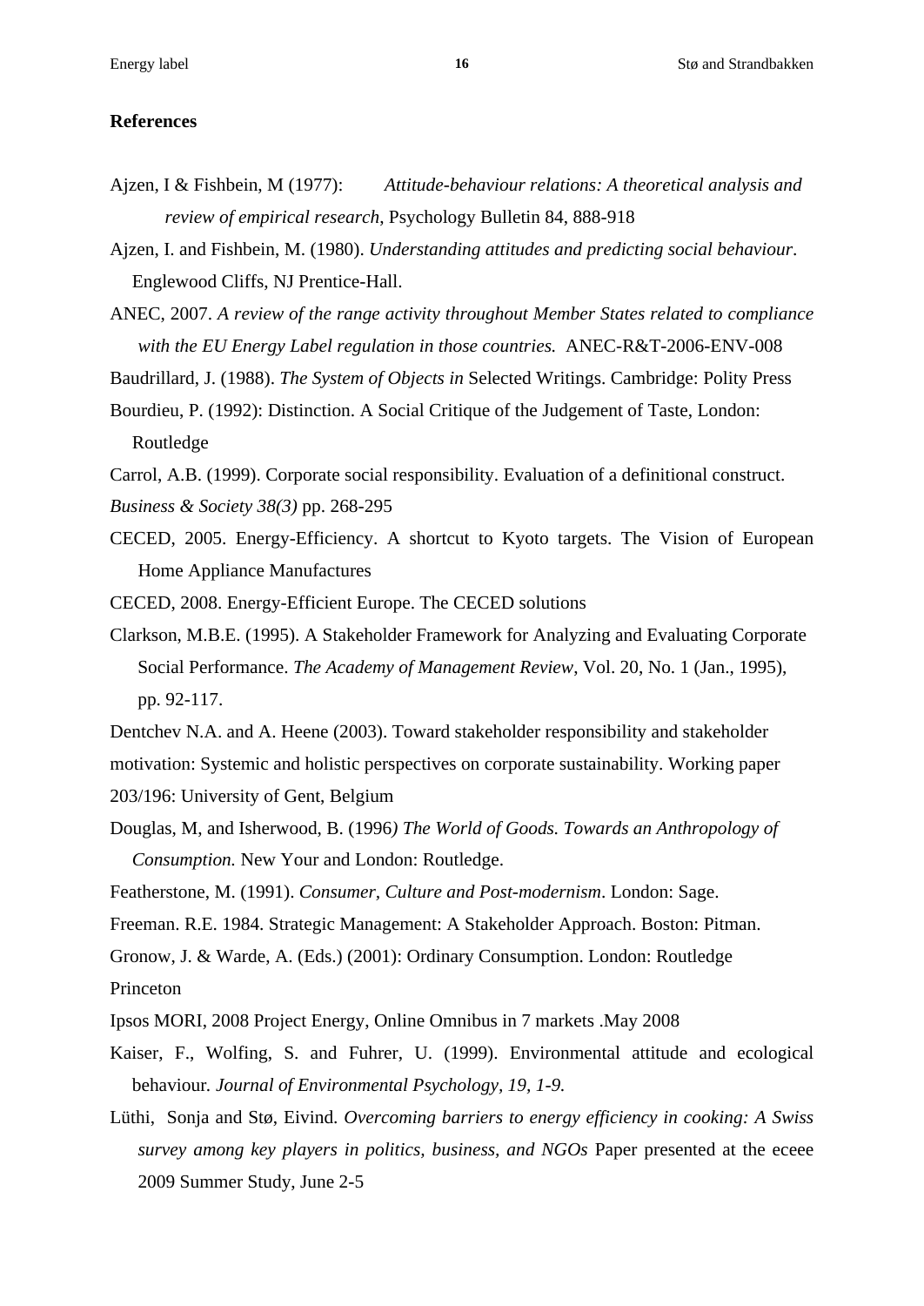**References**

Ajzen, I & Fishbein, M (1977): *Attitude-behaviour relations: A theoretical analysis and review of empirical research*, Psychology Bulletin 84, 888-918

Ajzen, I. and Fishbein, M. (1980). *Understanding attitudes and predicting social behaviour*. Englewood Cliffs, NJ Prentice-Hall.

ANEC, 2007. *A review of the range activity throughout Member States related to compliance with the EU Energy Label regulation in those countries.* ANEC-R&T-2006-ENV-008

Baudrillard, J. (1988). *The System of Objects in* Selected Writings. Cambridge: Polity Press

Bourdieu, P. (1992): Distinction. A Social Critique of the Judgement of Taste, London: Routledge

Carrol, A.B. (1999). Corporate social responsibility. Evaluation of a definitional construct. *Business & Society 38(3)* pp. 268-295

CECED, 2005. Energy-Efficiency. A shortcut to Kyoto targets. The Vision of European Home Appliance Manufactures

CECED, 2008. Energy-Efficient Europe. The CECED solutions

Clarkson, M.B.E. (1995). A Stakeholder Framework for Analyzing and Evaluating Corporate Social Performance. *The Academy of Management Review*, Vol. 20, No. 1 (Jan., 1995), pp. 92-117.

Dentchev N.A. and A. Heene (2003). Toward stakeholder responsibility and stakeholder motivation: Systemic and holistic perspectives on corporate sustainability. Working paper 203/196: University of Gent, Belgium

Douglas, M, and Isherwood, B. (1996*) The World of Goods. Towards an Anthropology of Consumption.* New Your and London: Routledge.

Featherstone, M. (1991). *Consumer, Culture and Post-modernism*. London: Sage.

Freeman. R.E. 1984. Strategic Management: A Stakeholder Approach. Boston: Pitman.

Gronow, J. & Warde, A. (Eds.) (2001): Ordinary Consumption. London: Routledge Princeton

Ipsos MORI, 2008 Project Energy, Online Omnibus in 7 markets .May 2008

Kaiser, F., Wolfing, S. and Fuhrer, U. (1999). Environmental attitude and ecological behaviour. *Journal of Environmental Psychology, 19, 1-9.*

Lüthi, Sonja and Stø, Eivind. *Overcoming barriers to energy efficiency in cooking: A Swiss survey among key players in politics, business, and NGOs* Paper presented at the eceee 2009 Summer Study, June 2-5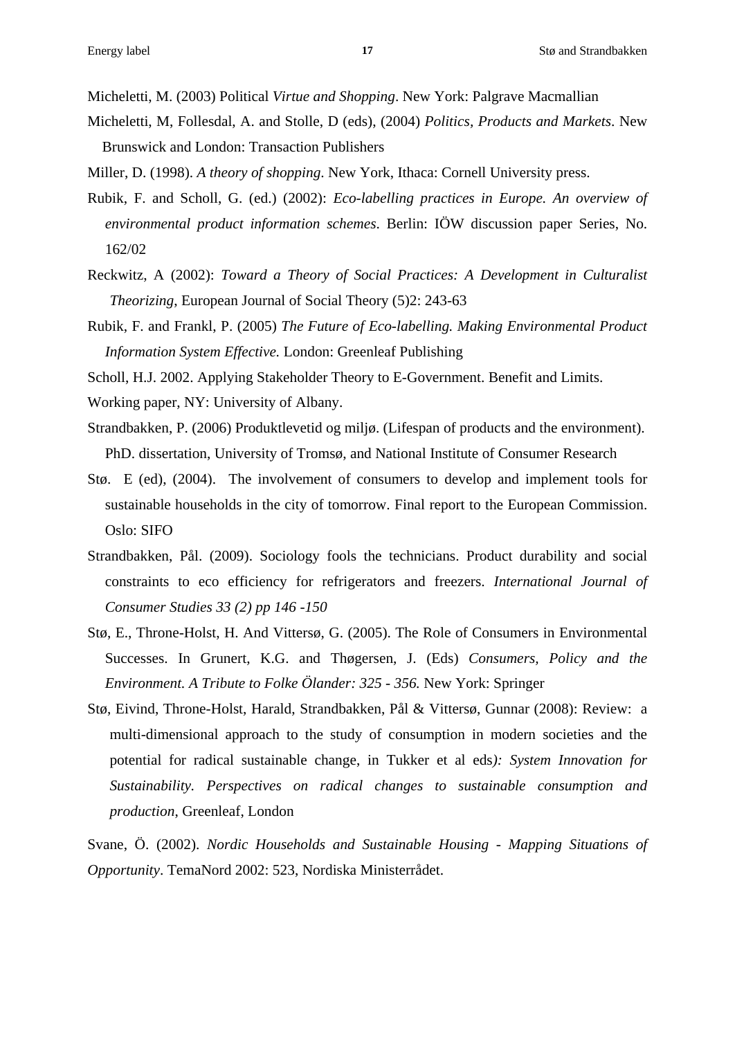Micheletti, M. (2003) Political *Virtue and Shopping*. New York: Palgrave Macmallian

Micheletti, M, Follesdal, A. and Stolle, D (eds), (2004) *Politics, Products and Markets*. New Brunswick and London: Transaction Publishers

Miller, D. (1998). *A theory of shopping*. New York, Ithaca: Cornell University press.

Rubik, F. and Scholl, G. (ed.) (2002): *Eco-labelling practices in Europe. An overview of environmental product information schemes*. Berlin: IÖW discussion paper Series, No. 162/02

Reckwitz, A (2002): *Toward a Theory of Social Practices: A Development in Culturalist Theorizing*, European Journal of Social Theory (5)2: 243-63

Rubik, F. and Frankl, P. (2005) *The Future of Eco-labelling. Making Environmental Product Information System Effective.* London: Greenleaf Publishing

Scholl, H.J. 2002. Applying Stakeholder Theory to E-Government. Benefit and Limits.

Working paper, NY: University of Albany.

Strandbakken, P. (2006) Produktlevetid og miljø. (Lifespan of products and the environment). PhD. dissertation, University of Tromsø, and National Institute of Consumer Research

Stø. E (ed), (2004). The involvement of consumers to develop and implement tools for sustainable households in the city of tomorrow. Final report to the European Commission. Oslo: SIFO

Strandbakken, Pål. (2009). Sociology fools the technicians. Product durability and social constraints to eco efficiency for refrigerators and freezers. *International Journal of Consumer Studies 33 (2) pp 146 -150*

Stø, E., Throne-Holst, H. And Vittersø, G. (2005). The Role of Consumers in Environmental Successes. In Grunert, K.G. and Thøgersen, J. (Eds) *Consumers, Policy and the Environment. A Tribute to Folke Ölander: 325 - 356.* New York: Springer

Stø, Eivind, Throne-Holst, Harald, Strandbakken, Pål & Vittersø, Gunnar (2008): Review: a multi-dimensional approach to the study of consumption in modern societies and the potential for radical sustainable change, in Tukker et al eds*): System Innovation for Sustainability. Perspectives on radical changes to sustainable consumption and production,* Greenleaf, London

Svane, Ö. (2002). *Nordic Households and Sustainable Housing - Mapping Situations of Opportunity*. TemaNord 2002: 523, Nordiska Ministerrådet.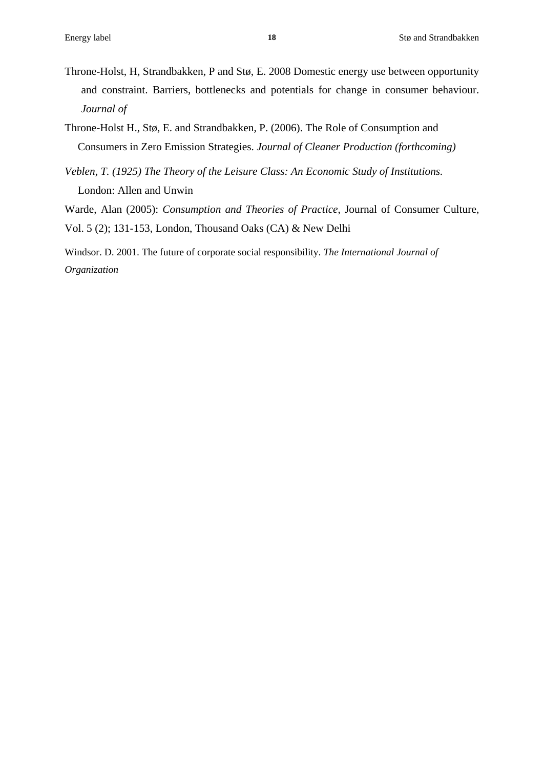Throne-Holst, H, Strandbakken, P and Stø, E. 2008 Domestic energy use between opportunity and constraint. Barriers, bottlenecks and potentials for change in consumer behaviour. *Journal of*

Throne-Holst H., Stø, E. and Strandbakken, P. (2006). The Role of Consumption and Consumers in Zero Emission Strategies. *Journal of Cleaner Production (forthcoming)*

*Veblen, T. (1925) The Theory of the Leisure Class: An Economic Study of Institutions.* London: Allen and Unwin

Warde, Alan (2005): *Consumption and Theories of Practice*, Journal of Consumer Culture, Vol. 5 (2); 131-153, London, Thousand Oaks (CA) & New Delhi

Windsor. D. 2001. The future of corporate social responsibility. *The International Journal of Organization*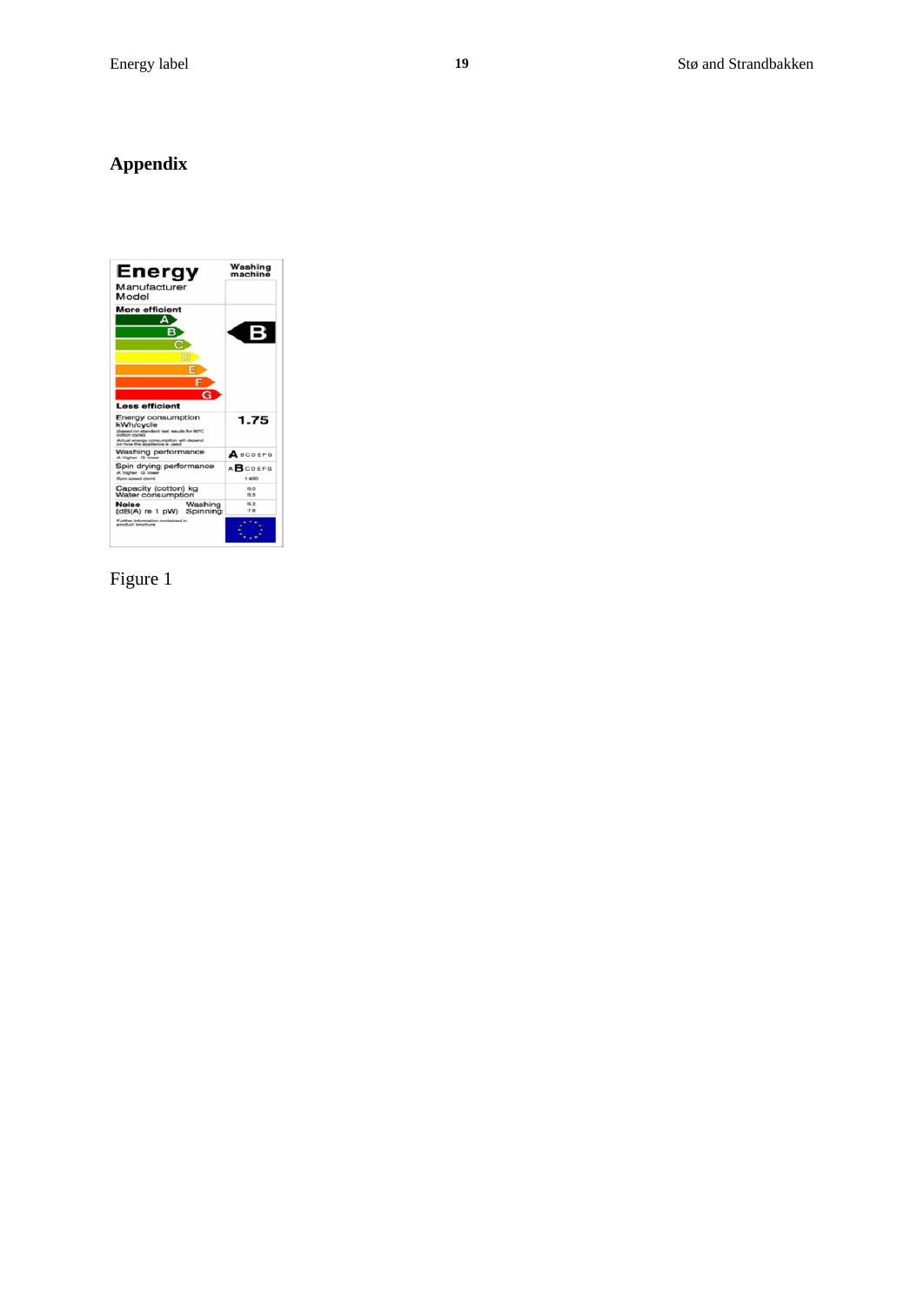## Appendix

Figure 1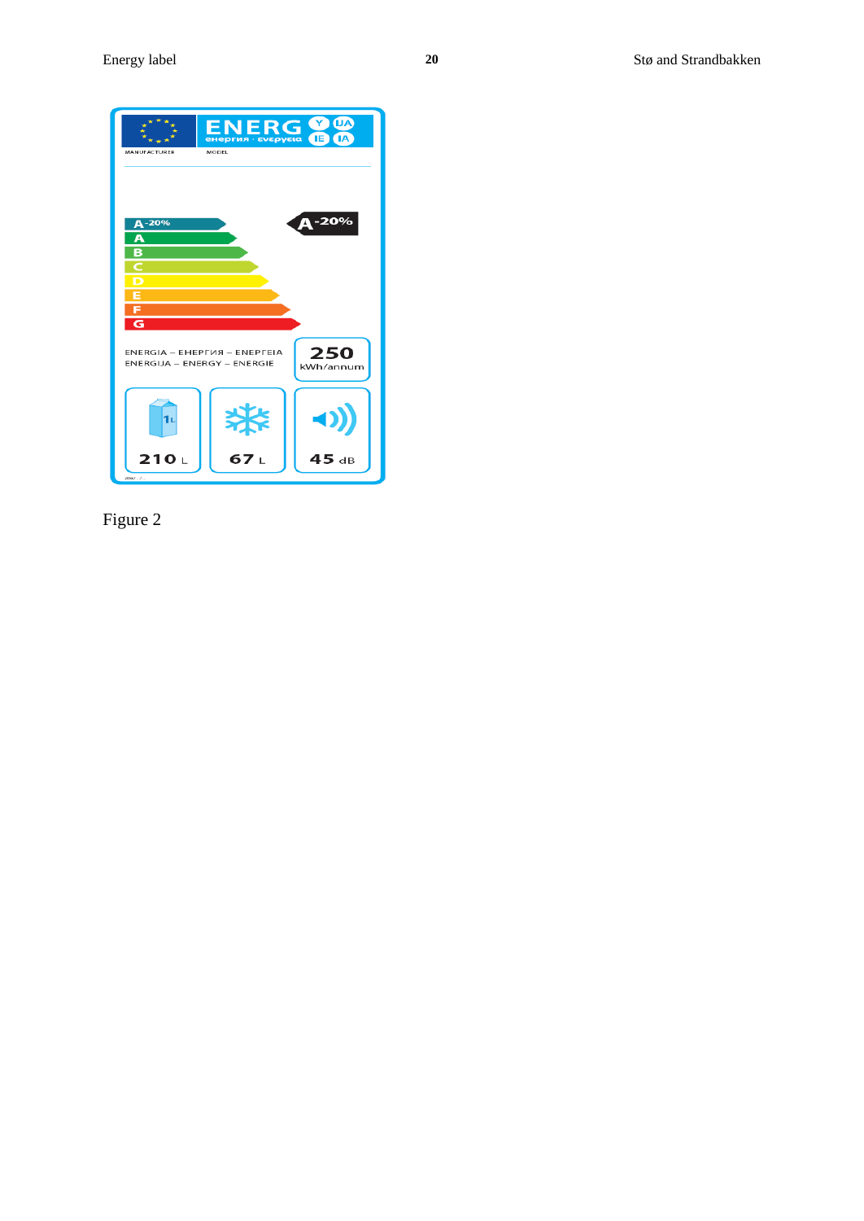Figure 2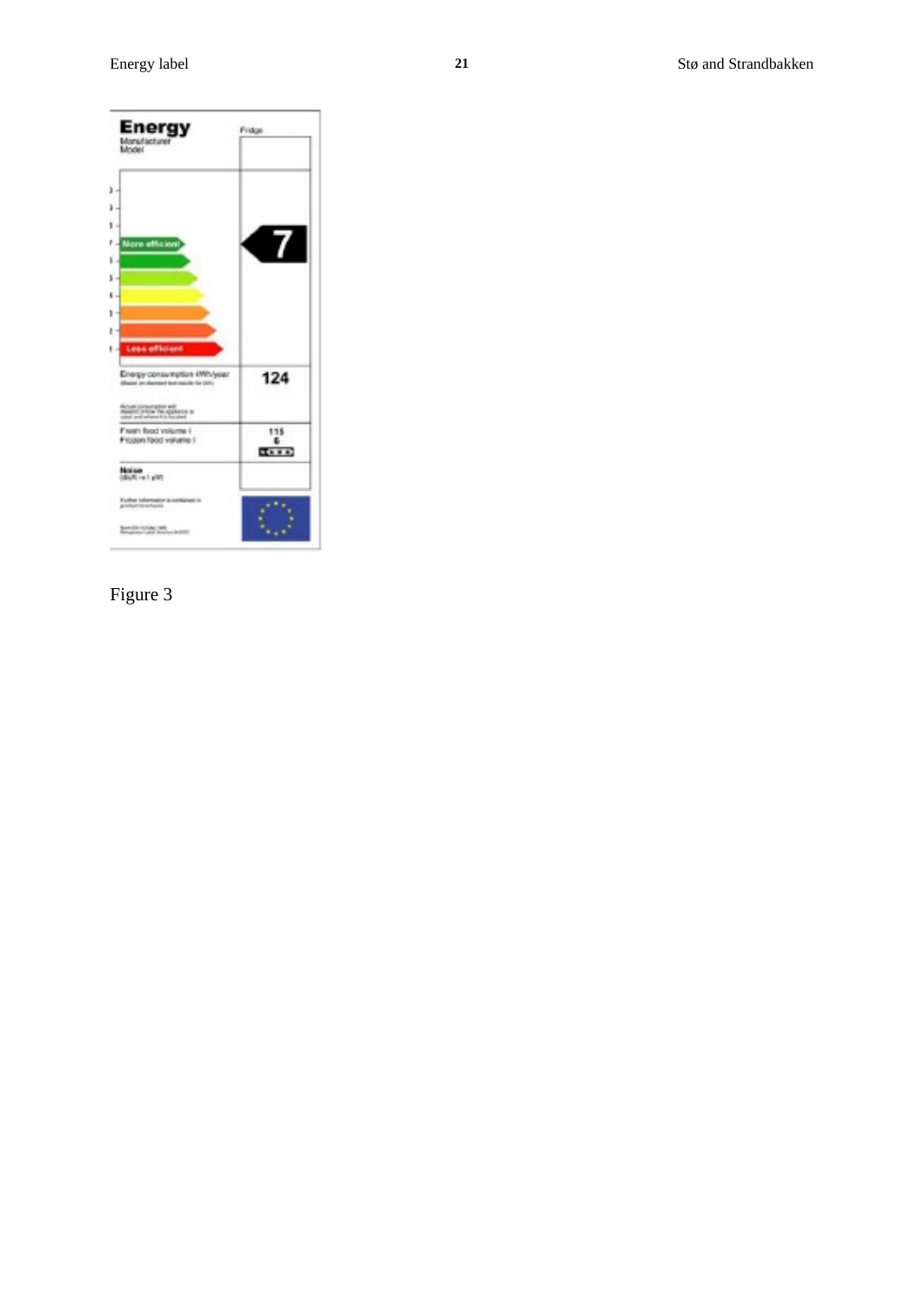Figure 3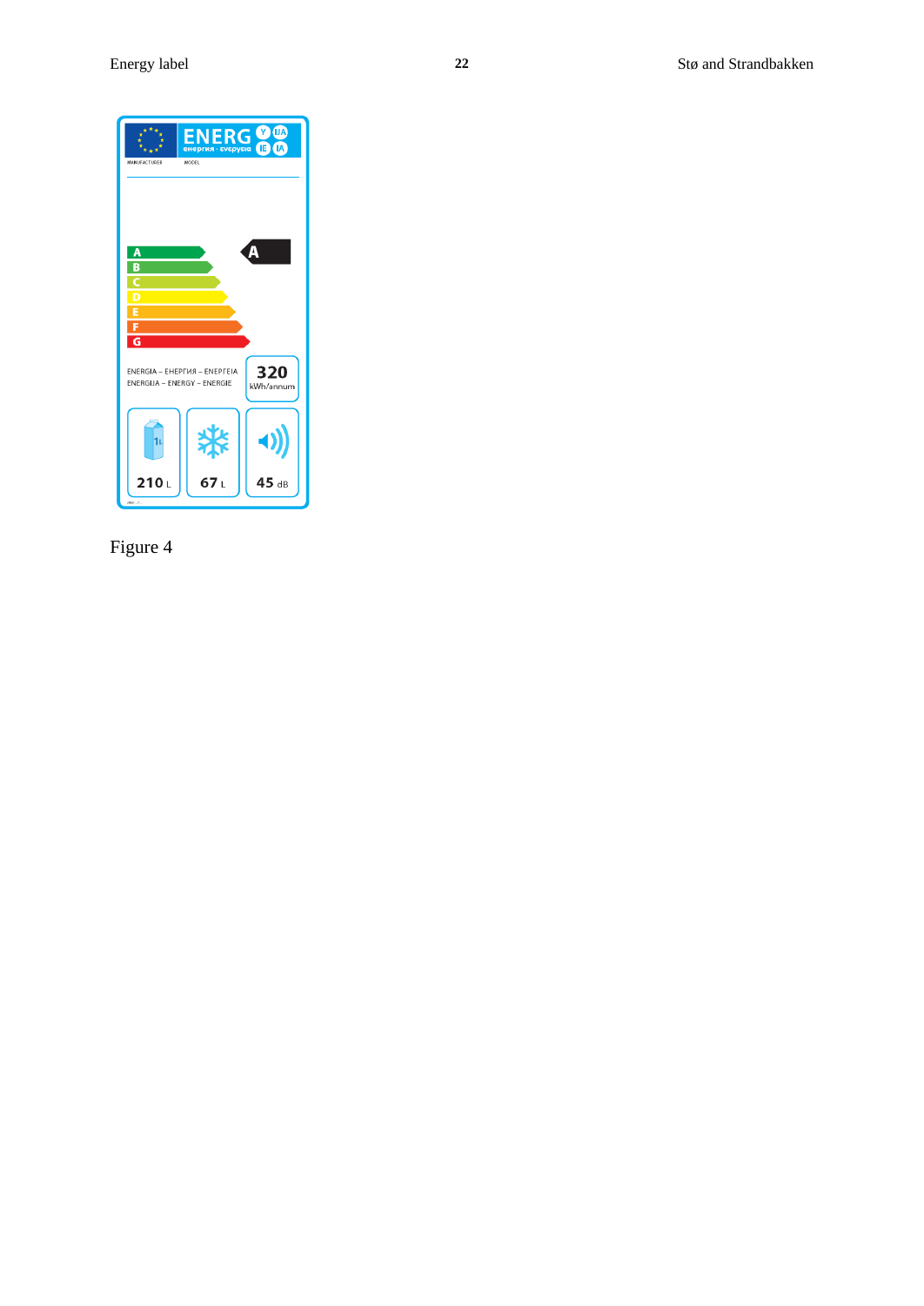ENERG
енергия · ενεργεια

MANUFACTURER

MODEL

A
B
C
D
E
F
G

A

ENERGIA – ЕНЕРГИЯ – ΕΝΕΡΓΕΙΑ
ENERGIJA – ENERGY – ENERGIE

320
kWh/annum

210 L

67 L

45 dB

Figure 4